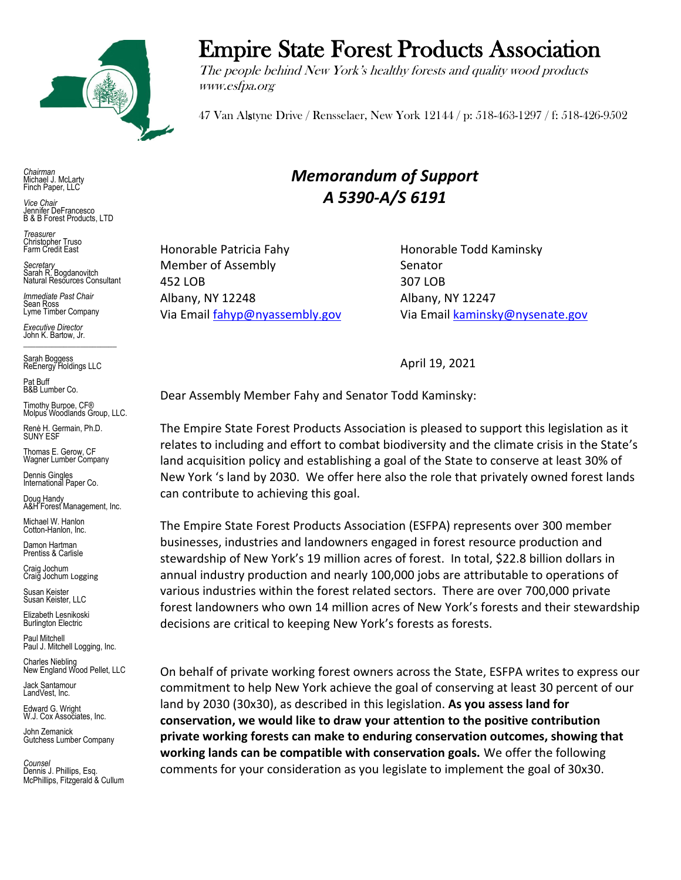# Empire State Forest Products Association

*The people behind New York's healthy forests and quality wood products*
*www.esfpa.org*

47 Van Alstyne Drive / Rensselaer, New York 12144 / p: 518-463-1297 / f: 518-426-9502

*Chairman*
Michael J. McLarty
Finch Paper, LLC

*Vice Chair*
Jennifer DeFrancesco
B & B Forest Products, LTD

*Treasurer*
Christopher Truso
Farm Credit East

*Secretary*
Sarah R. Bogdanovitch
Natural Resources Consultant

*Immediate Past Chair*
Sean Ross
Lyme Timber Company

*Executive Director*
John K. Bartow, Jr.

Sarah Boggess
ReEnergy Holdings LLC

Pat Buff
B&B Lumber Co.

Timothy Burpoe, CF®
Molpus Woodlands Group, LLC.

Renè H. Germain, Ph.D.
SUNY ESF

Thomas E. Gerow, CF
Wagner Lumber Company

Dennis Gingles
International Paper Co.

Doug Handy
A&H Forest Management, Inc.

Michael W. Hanlon
Cotton-Hanlon, Inc.

Damon Hartman
Prentiss & Carlisle

Craig Jochum
Craig Jochum Logging

Susan Keister
Susan Keister, LLC

Elizabeth Lesnikoski
Burlington Electric

Paul Mitchell
Paul J. Mitchell Logging, Inc.

Charles Niebling
New England Wood Pellet, LLC

Jack Santamour
LandVest, Inc.

Edward G. Wright
W.J. Cox Associates, Inc.

John Zemanick
Gutchess Lumber Company

*Counsel*
Dennis J. Phillips, Esq.
McPhillips, Fitzgerald & Cullum

## *Memorandum of Support*
## *A 5390-A/S 6191*

Honorable Patricia Fahy
Member of Assembly
452 LOB
Albany, NY 12248
Via Email fahyp@nyassembly.gov

Honorable Todd Kaminsky
Senator
307 LOB
Albany, NY 12247
Via Email kaminsky@nysenate.gov

April 19, 2021

Dear Assembly Member Fahy and Senator Todd Kaminsky:

The Empire State Forest Products Association is pleased to support this legislation as it relates to including and effort to combat biodiversity and the climate crisis in the State's land acquisition policy and establishing a goal of the State to conserve at least 30% of New York 's land by 2030. We offer here also the role that privately owned forest lands can contribute to achieving this goal.

The Empire State Forest Products Association (ESFPA) represents over 300 member businesses, industries and landowners engaged in forest resource production and stewardship of New York's 19 million acres of forest. In total, $22.8 billion dollars in annual industry production and nearly 100,000 jobs are attributable to operations of various industries within the forest related sectors. There are over 700,000 private forest landowners who own 14 million acres of New York's forests and their stewardship decisions are critical to keeping New York's forests as forests.

On behalf of private working forest owners across the State, ESFPA writes to express our commitment to help New York achieve the goal of conserving at least 30 percent of our land by 2030 (30x30), as described in this legislation. **As you assess land for conservation, we would like to draw your attention to the positive contribution private working forests can make to enduring conservation outcomes, showing that working lands can be compatible with conservation goals.** We offer the following comments for your consideration as you legislate to implement the goal of 30x30.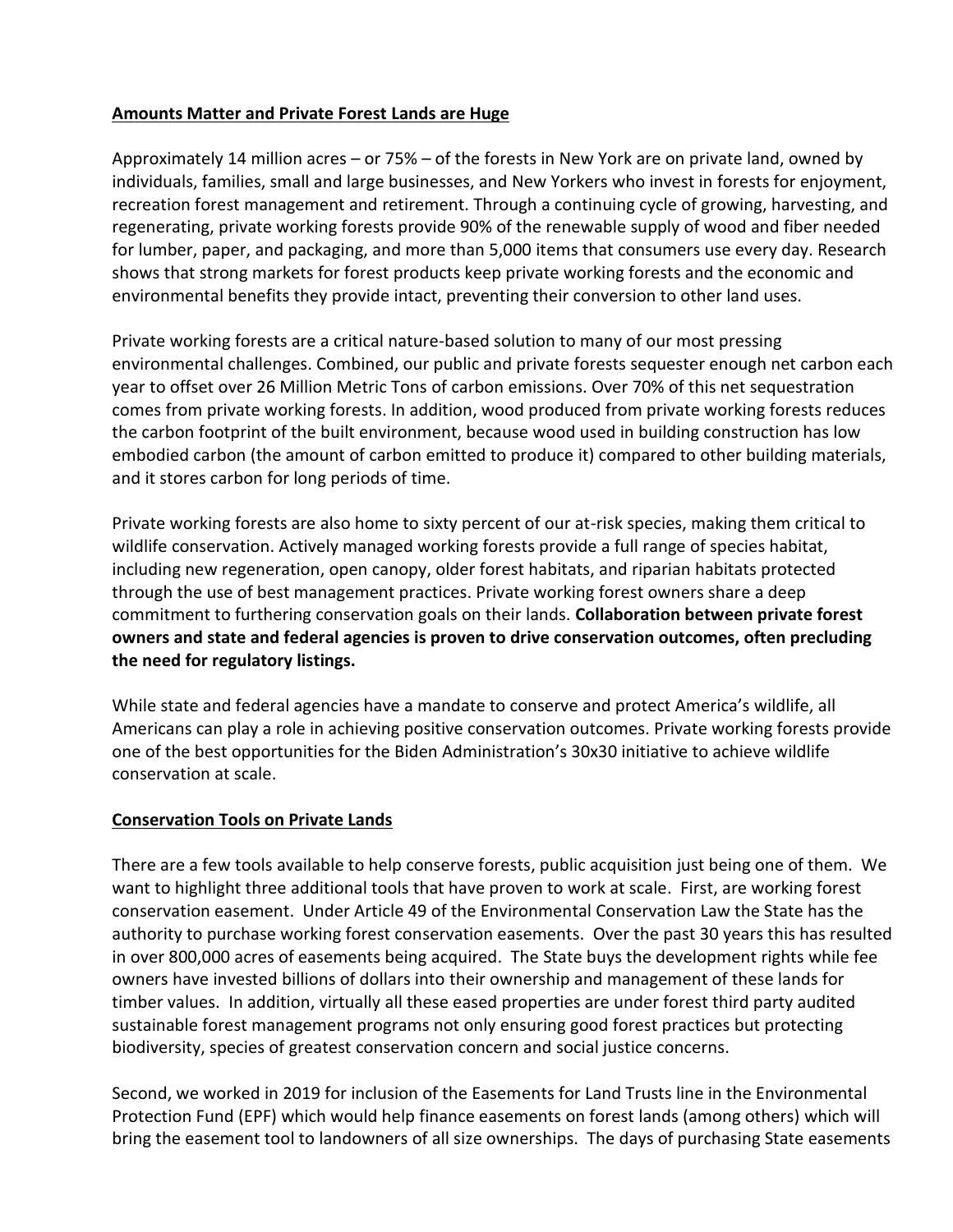**Amounts Matter and Private Forest Lands are Huge**

Approximately 14 million acres – or 75% – of the forests in New York are on private land, owned by individuals, families, small and large businesses, and New Yorkers who invest in forests for enjoyment, recreation forest management and retirement. Through a continuing cycle of growing, harvesting, and regenerating, private working forests provide 90% of the renewable supply of wood and fiber needed for lumber, paper, and packaging, and more than 5,000 items that consumers use every day. Research shows that strong markets for forest products keep private working forests and the economic and environmental benefits they provide intact, preventing their conversion to other land uses.

Private working forests are a critical nature-based solution to many of our most pressing environmental challenges. Combined, our public and private forests sequester enough net carbon each year to offset over 26 Million Metric Tons of carbon emissions. Over 70% of this net sequestration comes from private working forests. In addition, wood produced from private working forests reduces the carbon footprint of the built environment, because wood used in building construction has low embodied carbon (the amount of carbon emitted to produce it) compared to other building materials, and it stores carbon for long periods of time.

Private working forests are also home to sixty percent of our at-risk species, making them critical to wildlife conservation. Actively managed working forests provide a full range of species habitat, including new regeneration, open canopy, older forest habitats, and riparian habitats protected through the use of best management practices. Private working forest owners share a deep commitment to furthering conservation goals on their lands. **Collaboration between private forest owners and state and federal agencies is proven to drive conservation outcomes, often precluding the need for regulatory listings.**

While state and federal agencies have a mandate to conserve and protect America's wildlife, all Americans can play a role in achieving positive conservation outcomes. Private working forests provide one of the best opportunities for the Biden Administration's 30x30 initiative to achieve wildlife conservation at scale.

**Conservation Tools on Private Lands**

There are a few tools available to help conserve forests, public acquisition just being one of them. We want to highlight three additional tools that have proven to work at scale. First, are working forest conservation easement. Under Article 49 of the Environmental Conservation Law the State has the authority to purchase working forest conservation easements. Over the past 30 years this has resulted in over 800,000 acres of easements being acquired. The State buys the development rights while fee owners have invested billions of dollars into their ownership and management of these lands for timber values. In addition, virtually all these eased properties are under forest third party audited sustainable forest management programs not only ensuring good forest practices but protecting biodiversity, species of greatest conservation concern and social justice concerns.

Second, we worked in 2019 for inclusion of the Easements for Land Trusts line in the Environmental Protection Fund (EPF) which would help finance easements on forest lands (among others) which will bring the easement tool to landowners of all size ownerships. The days of purchasing State easements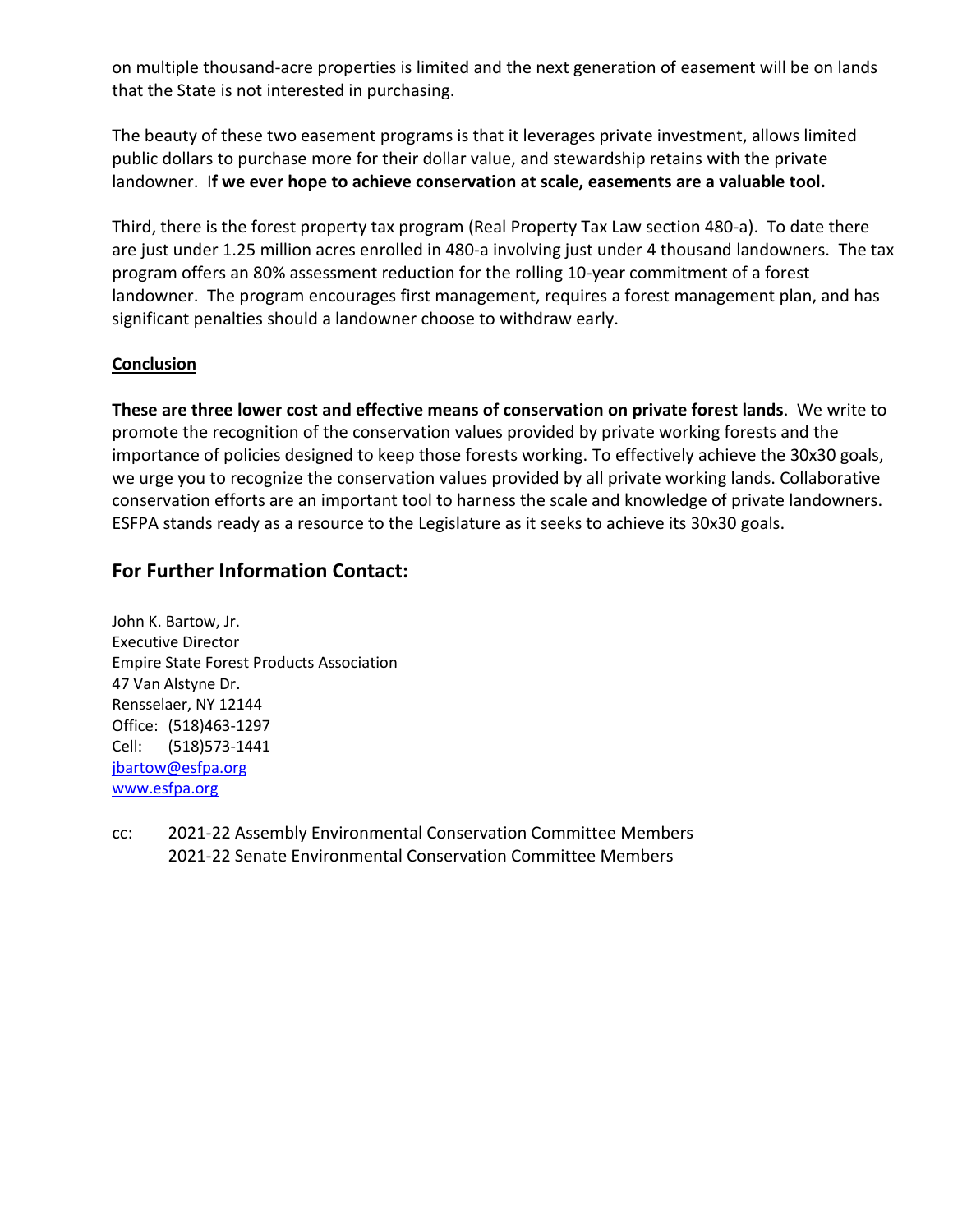on multiple thousand-acre properties is limited and the next generation of easement will be on lands that the State is not interested in purchasing.

The beauty of these two easement programs is that it leverages private investment, allows limited public dollars to purchase more for their dollar value, and stewardship retains with the private landowner. I**f we ever hope to achieve conservation at scale, easements are a valuable tool.**

Third, there is the forest property tax program (Real Property Tax Law section 480-a). To date there are just under 1.25 million acres enrolled in 480-a involving just under 4 thousand landowners. The tax program offers an 80% assessment reduction for the rolling 10-year commitment of a forest landowner. The program encourages first management, requires a forest management plan, and has significant penalties should a landowner choose to withdraw early.

**Conclusion**

**These are three lower cost and effective means of conservation on private forest lands**. We write to promote the recognition of the conservation values provided by private working forests and the importance of policies designed to keep those forests working. To effectively achieve the 30x30 goals, we urge you to recognize the conservation values provided by all private working lands. Collaborative conservation efforts are an important tool to harness the scale and knowledge of private landowners. ESFPA stands ready as a resource to the Legislature as it seeks to achieve its 30x30 goals.

## For Further Information Contact:

John K. Bartow, Jr.
Executive Director
Empire State Forest Products Association
47 Van Alstyne Dr.
Rensselaer, NY 12144
Office: (518)463-1297
Cell: (518)573-1441
jbartow@esfpa.org
www.esfpa.org

cc: 2021-22 Assembly Environmental Conservation Committee Members
2021-22 Senate Environmental Conservation Committee Members